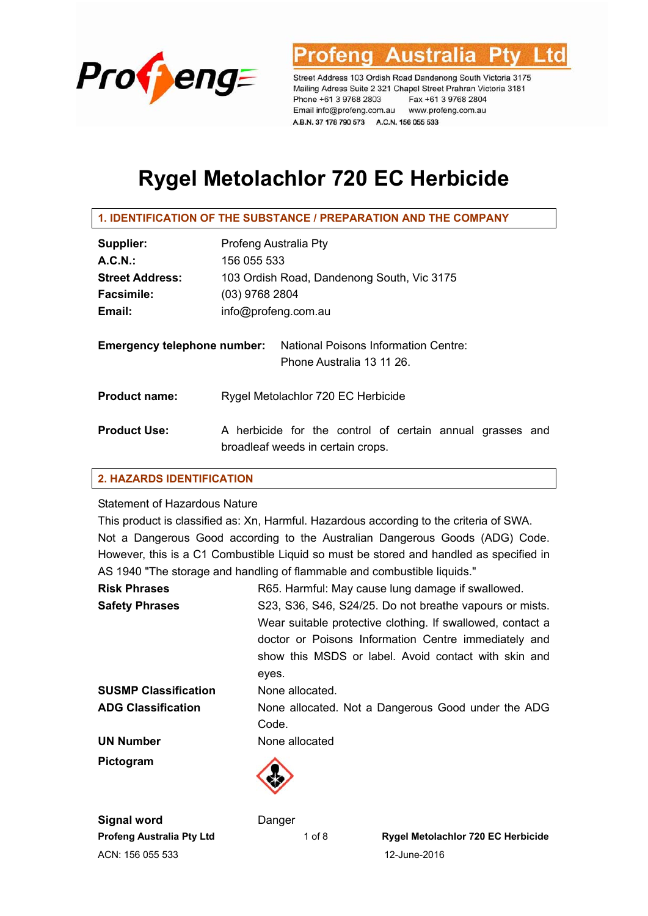Profeng Australia Pty Ltd

Street Address 103 Ordish Road Dandenong South Victoria 3175
Mailing Adress Suite 2 321 Chapel Street Prahran Victoria 3181
Phone +61 3 9768 2803 Fax +61 3 9768 2804
Email info@profeng.com.au www.profeng.com.au
A.B.N. 37 178 790 573 A.C.N. 156 055 533

# Rygel Metolachlor 720 EC Herbicide

## 1. IDENTIFICATION OF THE SUBSTANCE / PREPARATION AND THE COMPANY

**Supplier:** Profeng Australia Pty
**A.C.N.:** 156 055 533
**Street Address:** 103 Ordish Road, Dandenong South, Vic 3175
**Facsimile:** (03) 9768 2804
**Email:** info@profeng.com.au

**Emergency telephone number:** National Poisons Information Centre: Phone Australia 13 11 26.

**Product name:** Rygel Metolachlor 720 EC Herbicide

**Product Use:** A herbicide for the control of certain annual grasses and broadleaf weeds in certain crops.

## 2. HAZARDS IDENTIFICATION

Statement of Hazardous Nature
This product is classified as: Xn, Harmful. Hazardous according to the criteria of SWA. Not a Dangerous Good according to the Australian Dangerous Goods (ADG) Code. However, this is a C1 Combustible Liquid so must be stored and handled as specified in AS 1940 "The storage and handling of flammable and combustible liquids."

**Risk Phrases** R65. Harmful: May cause lung damage if swallowed.

**Safety Phrases** S23, S36, S46, S24/25. Do not breathe vapours or mists. Wear suitable protective clothing. If swallowed, contact a doctor or Poisons Information Centre immediately and show this MSDS or label. Avoid contact with skin and eyes.

**SUSMP Classification** None allocated.

**ADG Classification** None allocated. Not a Dangerous Good under the ADG Code.

**UN Number** None allocated

**Pictogram**

**Signal word** Danger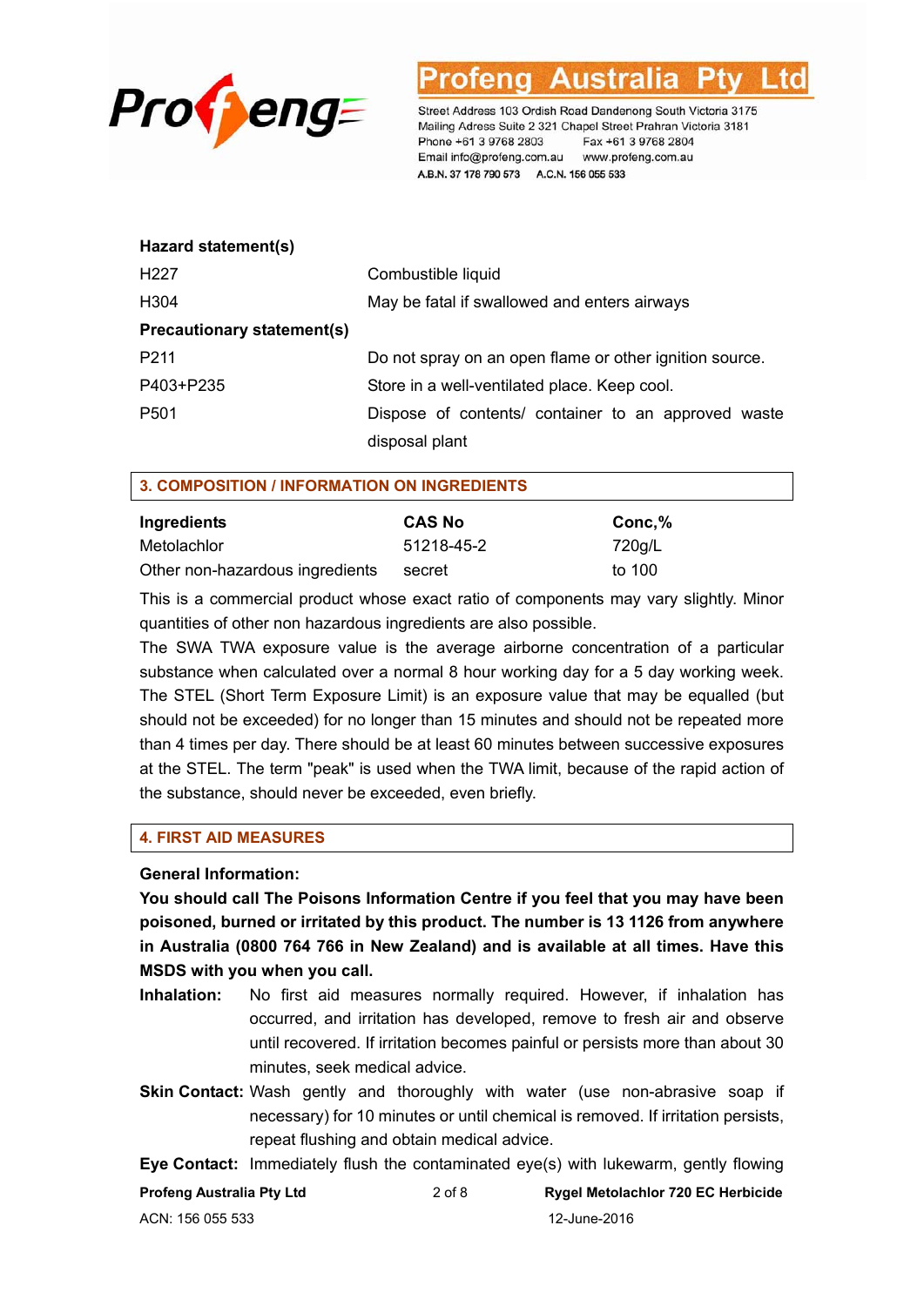**Hazard statement(s)**

| | |
|---|---|
| H227 | Combustible liquid |
| H304 | May be fatal if swallowed and enters airways |

**Precautionary statement(s)**

| | |
|---|---|
| P211 | Do not spray on an open flame or other ignition source. |
| P403+P235 | Store in a well-ventilated place. Keep cool. |
| P501 | Dispose of contents/ container to an approved waste disposal plant |

## 3. COMPOSITION / INFORMATION ON INGREDIENTS

| Ingredients | CAS No | Conc,% |
|---|---|---|
| Metolachlor | 51218-45-2 | 720g/L |
| Other non-hazardous ingredients | secret | to 100 |

This is a commercial product whose exact ratio of components may vary slightly. Minor quantities of other non hazardous ingredients are also possible.

The SWA TWA exposure value is the average airborne concentration of a particular substance when calculated over a normal 8 hour working day for a 5 day working week. The STEL (Short Term Exposure Limit) is an exposure value that may be equalled (but should not be exceeded) for no longer than 15 minutes and should not be repeated more than 4 times per day. There should be at least 60 minutes between successive exposures at the STEL. The term "peak" is used when the TWA limit, because of the rapid action of the substance, should never be exceeded, even briefly.

## 4. FIRST AID MEASURES

**General Information:**

**You should call The Poisons Information Centre if you feel that you may have been poisoned, burned or irritated by this product. The number is 13 1126 from anywhere in Australia (0800 764 766 in New Zealand) and is available at all times. Have this MSDS with you when you call.**

**Inhalation:** No first aid measures normally required. However, if inhalation has occurred, and irritation has developed, remove to fresh air and observe until recovered. If irritation becomes painful or persists more than about 30 minutes, seek medical advice.

**Skin Contact:** Wash gently and thoroughly with water (use non-abrasive soap if necessary) for 10 minutes or until chemical is removed. If irritation persists, repeat flushing and obtain medical advice.

**Eye Contact:** Immediately flush the contaminated eye(s) with lukewarm, gently flowing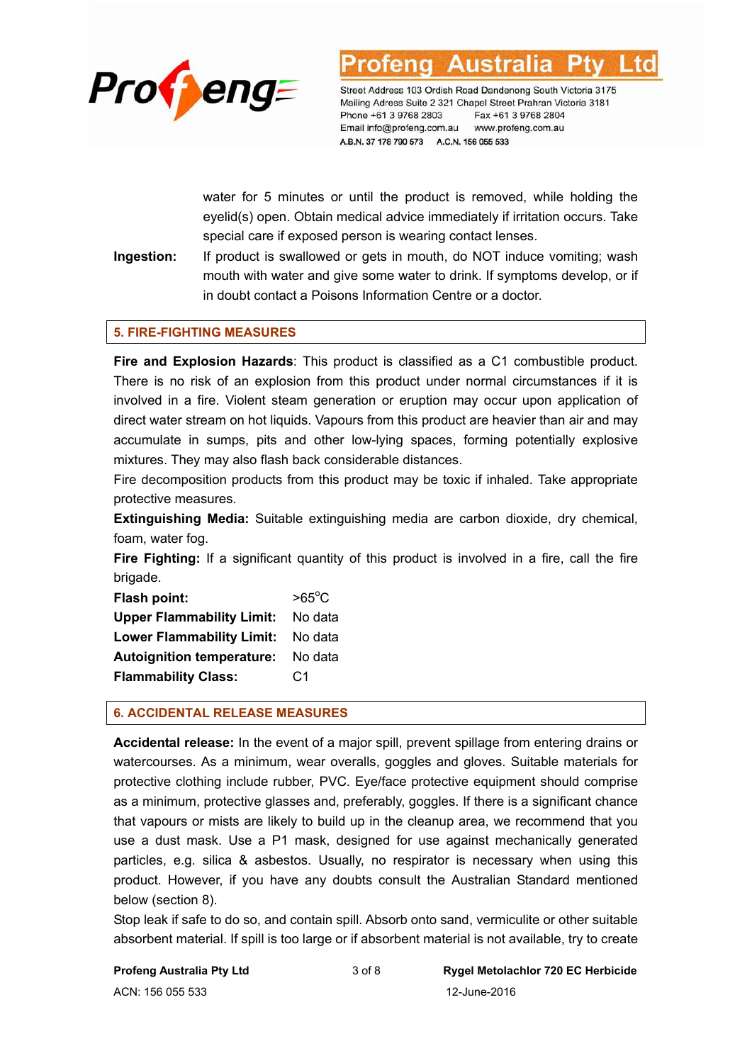water for 5 minutes or until the product is removed, while holding the eyelid(s) open. Obtain medical advice immediately if irritation occurs. Take special care if exposed person is wearing contact lenses.

**Ingestion:** If product is swallowed or gets in mouth, do NOT induce vomiting; wash mouth with water and give some water to drink. If symptoms develop, or if in doubt contact a Poisons Information Centre or a doctor.

## 5. FIRE-FIGHTING MEASURES

**Fire and Explosion Hazards**: This product is classified as a C1 combustible product. There is no risk of an explosion from this product under normal circumstances if it is involved in a fire. Violent steam generation or eruption may occur upon application of direct water stream on hot liquids. Vapours from this product are heavier than air and may accumulate in sumps, pits and other low-lying spaces, forming potentially explosive mixtures. They may also flash back considerable distances.

Fire decomposition products from this product may be toxic if inhaled. Take appropriate protective measures.

**Extinguishing Media:** Suitable extinguishing media are carbon dioxide, dry chemical, foam, water fog.

**Fire Fighting:** If a significant quantity of this product is involved in a fire, call the fire brigade.

| | |
|---|---|
| **Flash point:** | >65°C |
| **Upper Flammability Limit:** | No data |
| **Lower Flammability Limit:** | No data |
| **Autoignition temperature:** | No data |
| **Flammability Class:** | C1 |

## 6. ACCIDENTAL RELEASE MEASURES

**Accidental release:** In the event of a major spill, prevent spillage from entering drains or watercourses. As a minimum, wear overalls, goggles and gloves. Suitable materials for protective clothing include rubber, PVC. Eye/face protective equipment should comprise as a minimum, protective glasses and, preferably, goggles. If there is a significant chance that vapours or mists are likely to build up in the cleanup area, we recommend that you use a dust mask. Use a P1 mask, designed for use against mechanically generated particles, e.g. silica & asbestos. Usually, no respirator is necessary when using this product. However, if you have any doubts consult the Australian Standard mentioned below (section 8).

Stop leak if safe to do so, and contain spill. Absorb onto sand, vermiculite or other suitable absorbent material. If spill is too large or if absorbent material is not available, try to create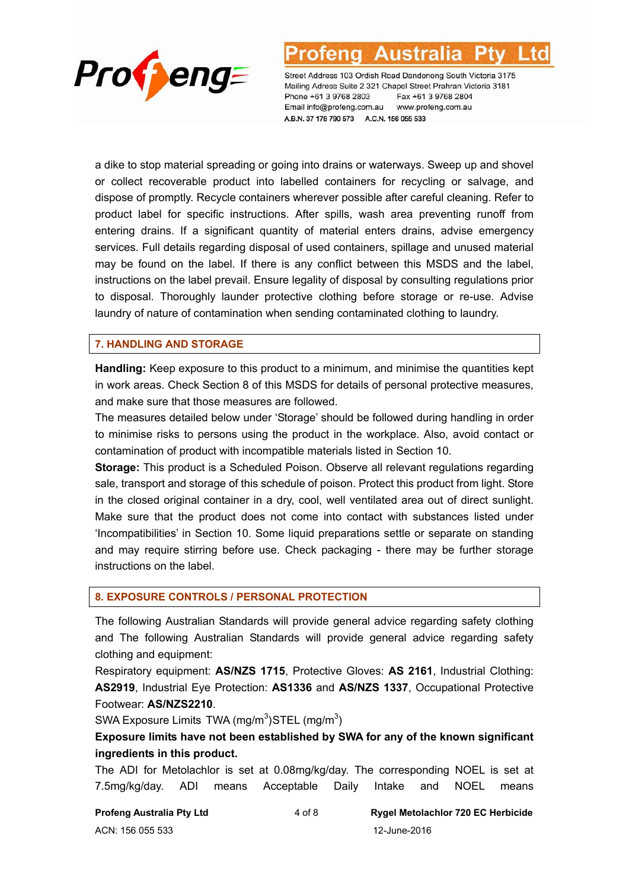a dike to stop material spreading or going into drains or waterways. Sweep up and shovel or collect recoverable product into labelled containers for recycling or salvage, and dispose of promptly. Recycle containers wherever possible after careful cleaning. Refer to product label for specific instructions. After spills, wash area preventing runoff from entering drains. If a significant quantity of material enters drains, advise emergency services. Full details regarding disposal of used containers, spillage and unused material may be found on the label. If there is any conflict between this MSDS and the label, instructions on the label prevail. Ensure legality of disposal by consulting regulations prior to disposal. Thoroughly launder protective clothing before storage or re-use. Advise laundry of nature of contamination when sending contaminated clothing to laundry.

## 7. HANDLING AND STORAGE

**Handling:** Keep exposure to this product to a minimum, and minimise the quantities kept in work areas. Check Section 8 of this MSDS for details of personal protective measures, and make sure that those measures are followed.
The measures detailed below under 'Storage' should be followed during handling in order to minimise risks to persons using the product in the workplace. Also, avoid contact or contamination of product with incompatible materials listed in Section 10.
**Storage:** This product is a Scheduled Poison. Observe all relevant regulations regarding sale, transport and storage of this schedule of poison. Protect this product from light. Store in the closed original container in a dry, cool, well ventilated area out of direct sunlight. Make sure that the product does not come into contact with substances listed under 'Incompatibilities' in Section 10. Some liquid preparations settle or separate on standing and may require stirring before use. Check packaging - there may be further storage instructions on the label.

## 8. EXPOSURE CONTROLS / PERSONAL PROTECTION

The following Australian Standards will provide general advice regarding safety clothing and The following Australian Standards will provide general advice regarding safety clothing and equipment:
Respiratory equipment: **AS/NZS 1715**, Protective Gloves: **AS 2161**, Industrial Clothing: **AS2919**, Industrial Eye Protection: **AS1336** and **AS/NZS 1337**, Occupational Protective Footwear: **AS/NZS2210**.
SWA Exposure Limits TWA (mg/m$^3$)STEL (mg/m$^3$)
**Exposure limits have not been established by SWA for any of the known significant ingredients in this product.**
The ADI for Metolachlor is set at 0.08mg/kg/day. The corresponding NOEL is set at 7.5mg/kg/day. ADI means Acceptable Daily Intake and NOEL means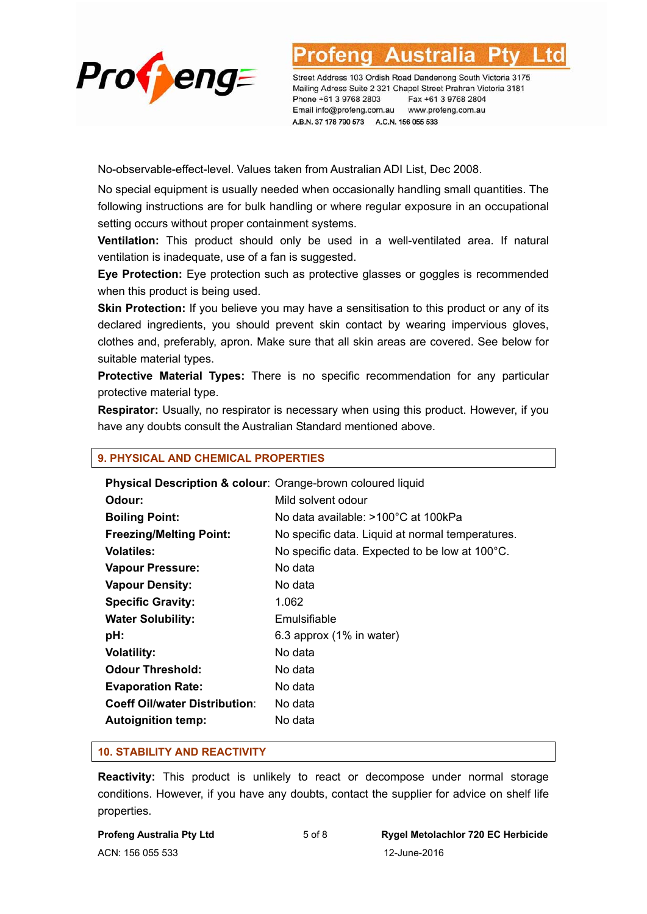No-observable-effect-level. Values taken from Australian ADI List, Dec 2008.

No special equipment is usually needed when occasionally handling small quantities. The following instructions are for bulk handling or where regular exposure in an occupational setting occurs without proper containment systems.

**Ventilation:** This product should only be used in a well-ventilated area. If natural ventilation is inadequate, use of a fan is suggested.

**Eye Protection:** Eye protection such as protective glasses or goggles is recommended when this product is being used.

**Skin Protection:** If you believe you may have a sensitisation to this product or any of its declared ingredients, you should prevent skin contact by wearing impervious gloves, clothes and, preferably, apron. Make sure that all skin areas are covered. See below for suitable material types.

**Protective Material Types:** There is no specific recommendation for any particular protective material type.

**Respirator:** Usually, no respirator is necessary when using this product. However, if you have any doubts consult the Australian Standard mentioned above.

## 9. PHYSICAL AND CHEMICAL PROPERTIES

| | |
|---|---|
| **Physical Description & colour**: | Orange-brown coloured liquid |
| **Odour:** | Mild solvent odour |
| **Boiling Point:** | No data available: >100°C at 100kPa |
| **Freezing/Melting Point:** | No specific data. Liquid at normal temperatures. |
| **Volatiles:** | No specific data. Expected to be low at 100°C. |
| **Vapour Pressure:** | No data |
| **Vapour Density:** | No data |
| **Specific Gravity:** | 1.062 |
| **Water Solubility:** | Emulsifiable |
| **pH:** | 6.3 approx (1% in water) |
| **Volatility:** | No data |
| **Odour Threshold:** | No data |
| **Evaporation Rate:** | No data |
| **Coeff Oil/water Distribution**: | No data |
| **Autoignition temp:** | No data |

## 10. STABILITY AND REACTIVITY

**Reactivity:** This product is unlikely to react or decompose under normal storage conditions. However, if you have any doubts, contact the supplier for advice on shelf life properties.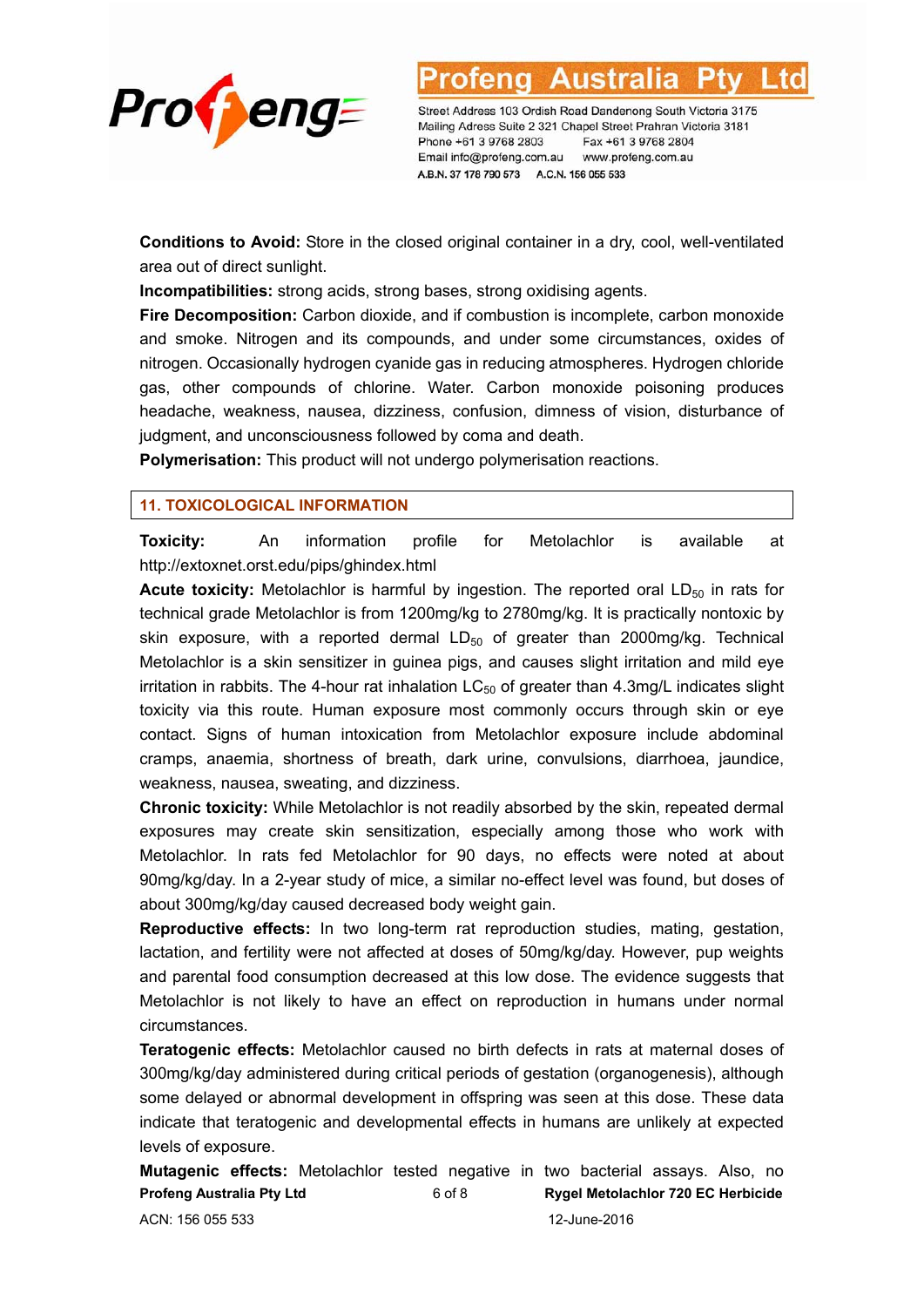**Conditions to Avoid:** Store in the closed original container in a dry, cool, well-ventilated area out of direct sunlight.

**Incompatibilities:** strong acids, strong bases, strong oxidising agents.

**Fire Decomposition:** Carbon dioxide, and if combustion is incomplete, carbon monoxide and smoke. Nitrogen and its compounds, and under some circumstances, oxides of nitrogen. Occasionally hydrogen cyanide gas in reducing atmospheres. Hydrogen chloride gas, other compounds of chlorine. Water. Carbon monoxide poisoning produces headache, weakness, nausea, dizziness, confusion, dimness of vision, disturbance of judgment, and unconsciousness followed by coma and death.

**Polymerisation:** This product will not undergo polymerisation reactions.

## 11. TOXICOLOGICAL INFORMATION

**Toxicity:** An information profile for Metolachlor is available at http://extoxnet.orst.edu/pips/ghindex.html

**Acute toxicity:** Metolachlor is harmful by ingestion. The reported oral $LD_{50}$ in rats for technical grade Metolachlor is from 1200mg/kg to 2780mg/kg. It is practically nontoxic by skin exposure, with a reported dermal $LD_{50}$ of greater than 2000mg/kg. Technical Metolachlor is a skin sensitizer in guinea pigs, and causes slight irritation and mild eye irritation in rabbits. The 4-hour rat inhalation $LC_{50}$ of greater than 4.3mg/L indicates slight toxicity via this route. Human exposure most commonly occurs through skin or eye contact. Signs of human intoxication from Metolachlor exposure include abdominal cramps, anaemia, shortness of breath, dark urine, convulsions, diarrhoea, jaundice, weakness, nausea, sweating, and dizziness.

**Chronic toxicity:** While Metolachlor is not readily absorbed by the skin, repeated dermal exposures may create skin sensitization, especially among those who work with Metolachlor. In rats fed Metolachlor for 90 days, no effects were noted at about 90mg/kg/day. In a 2-year study of mice, a similar no-effect level was found, but doses of about 300mg/kg/day caused decreased body weight gain.

**Reproductive effects:** In two long-term rat reproduction studies, mating, gestation, lactation, and fertility were not affected at doses of 50mg/kg/day. However, pup weights and parental food consumption decreased at this low dose. The evidence suggests that Metolachlor is not likely to have an effect on reproduction in humans under normal circumstances.

**Teratogenic effects:** Metolachlor caused no birth defects in rats at maternal doses of 300mg/kg/day administered during critical periods of gestation (organogenesis), although some delayed or abnormal development in offspring was seen at this dose. These data indicate that teratogenic and developmental effects in humans are unlikely at expected levels of exposure.

**Mutagenic effects:** Metolachlor tested negative in two bacterial assays. Also, no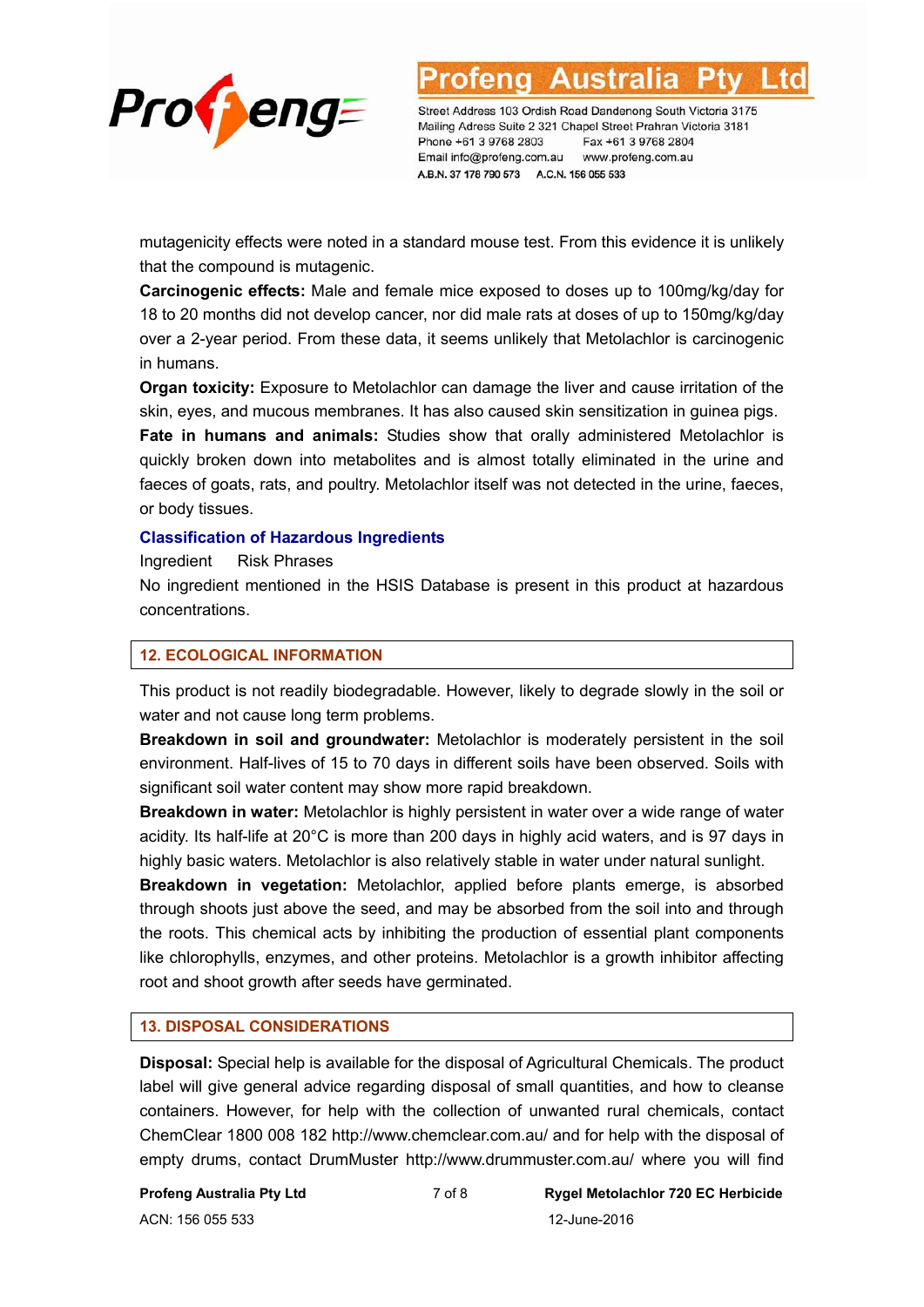mutagenicity effects were noted in a standard mouse test. From this evidence it is unlikely that the compound is mutagenic.

**Carcinogenic effects:** Male and female mice exposed to doses up to 100mg/kg/day for 18 to 20 months did not develop cancer, nor did male rats at doses of up to 150mg/kg/day over a 2-year period. From these data, it seems unlikely that Metolachlor is carcinogenic in humans.

**Organ toxicity:** Exposure to Metolachlor can damage the liver and cause irritation of the skin, eyes, and mucous membranes. It has also caused skin sensitization in guinea pigs.

**Fate in humans and animals:** Studies show that orally administered Metolachlor is quickly broken down into metabolites and is almost totally eliminated in the urine and faeces of goats, rats, and poultry. Metolachlor itself was not detected in the urine, faeces, or body tissues.

### Classification of Hazardous Ingredients

Ingredient Risk Phrases

No ingredient mentioned in the HSIS Database is present in this product at hazardous concentrations.

## 12. ECOLOGICAL INFORMATION

This product is not readily biodegradable. However, likely to degrade slowly in the soil or water and not cause long term problems.

**Breakdown in soil and groundwater:** Metolachlor is moderately persistent in the soil environment. Half-lives of 15 to 70 days in different soils have been observed. Soils with significant soil water content may show more rapid breakdown.

**Breakdown in water:** Metolachlor is highly persistent in water over a wide range of water acidity. Its half-life at 20°C is more than 200 days in highly acid waters, and is 97 days in highly basic waters. Metolachlor is also relatively stable in water under natural sunlight.

**Breakdown in vegetation:** Metolachlor, applied before plants emerge, is absorbed through shoots just above the seed, and may be absorbed from the soil into and through the roots. This chemical acts by inhibiting the production of essential plant components like chlorophylls, enzymes, and other proteins. Metolachlor is a growth inhibitor affecting root and shoot growth after seeds have germinated.

## 13. DISPOSAL CONSIDERATIONS

**Disposal:** Special help is available for the disposal of Agricultural Chemicals. The product label will give general advice regarding disposal of small quantities, and how to cleanse containers. However, for help with the collection of unwanted rural chemicals, contact ChemClear 1800 008 182 http://www.chemclear.com.au/ and for help with the disposal of empty drums, contact DrumMuster http://www.drummuster.com.au/ where you will find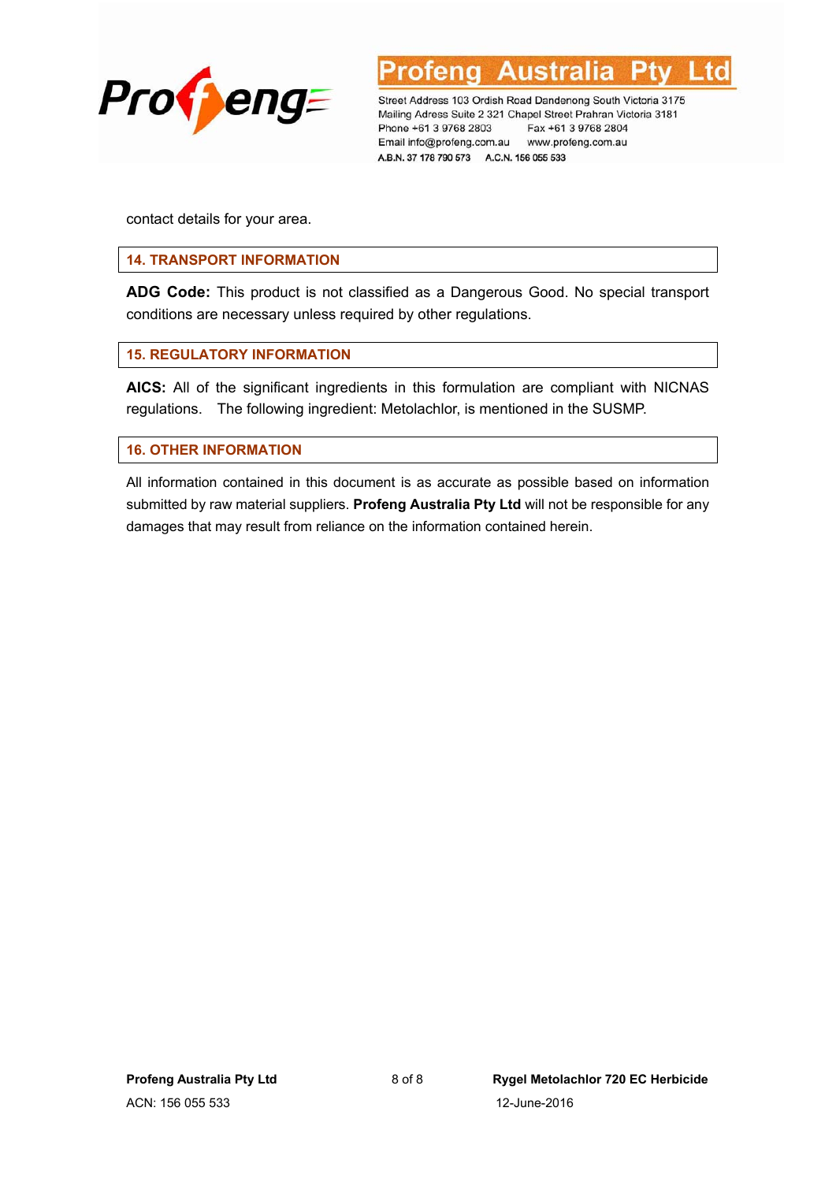contact details for your area.

## 14. TRANSPORT INFORMATION

**ADG Code:** This product is not classified as a Dangerous Good. No special transport conditions are necessary unless required by other regulations.

## 15. REGULATORY INFORMATION

**AICS:** All of the significant ingredients in this formulation are compliant with NICNAS regulations. The following ingredient: Metolachlor, is mentioned in the SUSMP.

## 16. OTHER INFORMATION

All information contained in this document is as accurate as possible based on information submitted by raw material suppliers. **Profeng Australia Pty Ltd** will not be responsible for any damages that may result from reliance on the information contained herein.